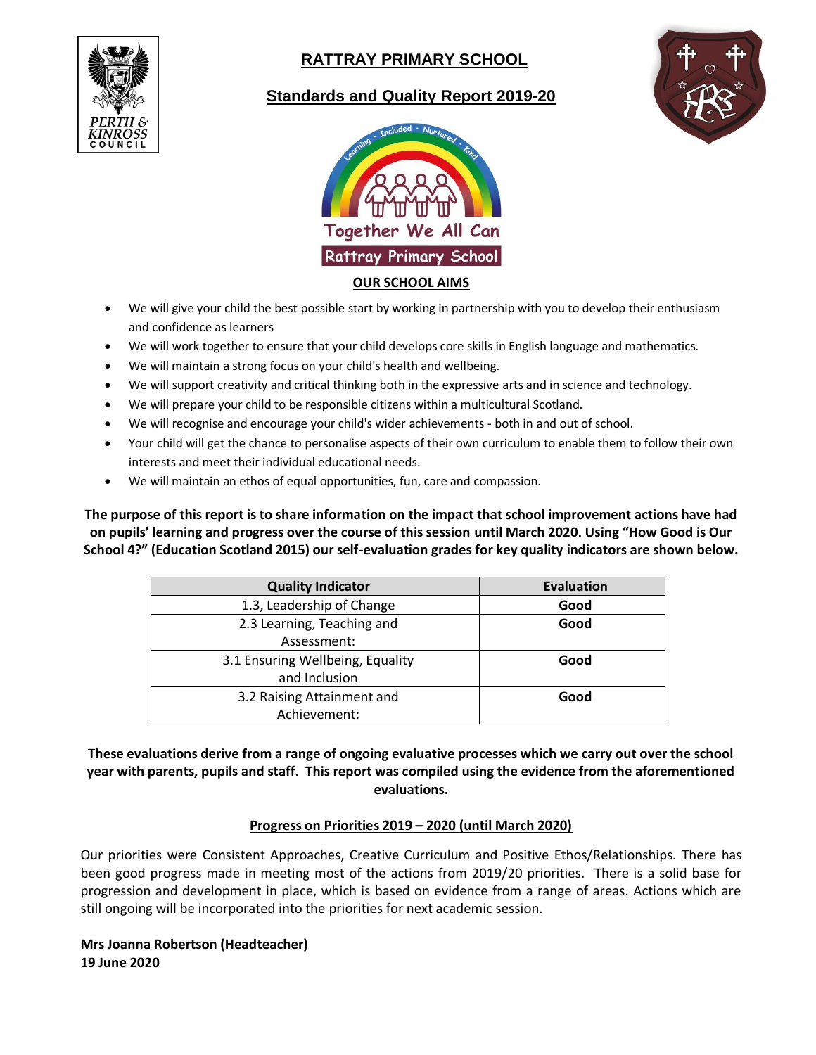# RATTRAY PRIMARY SCHOOL

## Standards and Quality Report 2019-20

Together We All Can

Rattray Primary School

### OUR SCHOOL AIMS

- We will give your child the best possible start by working in partnership with you to develop their enthusiasm and confidence as learners
- We will work together to ensure that your child develops core skills in English language and mathematics.
- We will maintain a strong focus on your child's health and wellbeing.
- We will support creativity and critical thinking both in the expressive arts and in science and technology.
- We will prepare your child to be responsible citizens within a multicultural Scotland.
- We will recognise and encourage your child's wider achievements - both in and out of school.
- Your child will get the chance to personalise aspects of their own curriculum to enable them to follow their own interests and meet their individual educational needs.
- We will maintain an ethos of equal opportunities, fun, care and compassion.

**The purpose of this report is to share information on the impact that school improvement actions have had on pupils' learning and progress over the course of this session until March 2020. Using "How Good is Our School 4?" (Education Scotland 2015) our self-evaluation grades for key quality indicators are shown below.**

| Quality Indicator | Evaluation |
|---|---|
| 1.3, Leadership of Change | **Good** |
| 2.3 Learning, Teaching and Assessment: | **Good** |
| 3.1 Ensuring Wellbeing, Equality and Inclusion | **Good** |
| 3.2 Raising Attainment and Achievement: | **Good** |

**These evaluations derive from a range of ongoing evaluative processes which we carry out over the school year with parents, pupils and staff. This report was compiled using the evidence from the aforementioned evaluations.**

### Progress on Priorities 2019 – 2020 (until March 2020)

Our priorities were Consistent Approaches, Creative Curriculum and Positive Ethos/Relationships. There has been good progress made in meeting most of the actions from 2019/20 priorities. There is a solid base for progression and development in place, which is based on evidence from a range of areas. Actions which are still ongoing will be incorporated into the priorities for next academic session.

**Mrs Joanna Robertson (Headteacher)**
**19 June 2020**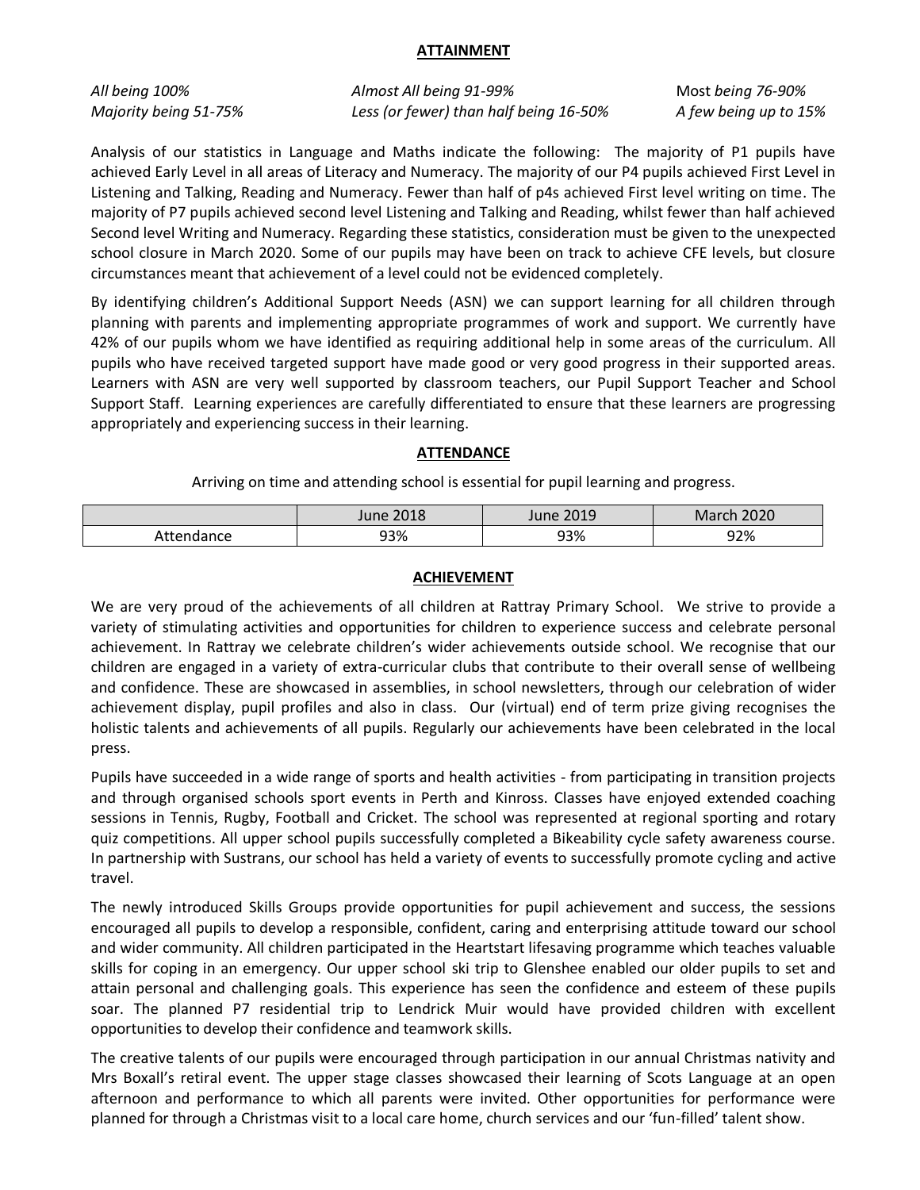## ATTAINMENT

*All being 100%* *Almost All being 91-99%* Most *being 76-90%*
*Majority being 51-75%* *Less (or fewer) than half being 16-50%* *A few being up to 15%*

Analysis of our statistics in Language and Maths indicate the following: The majority of P1 pupils have achieved Early Level in all areas of Literacy and Numeracy. The majority of our P4 pupils achieved First Level in Listening and Talking, Reading and Numeracy. Fewer than half of p4s achieved First level writing on time. The majority of P7 pupils achieved second level Listening and Talking and Reading, whilst fewer than half achieved Second level Writing and Numeracy. Regarding these statistics, consideration must be given to the unexpected school closure in March 2020. Some of our pupils may have been on track to achieve CFE levels, but closure circumstances meant that achievement of a level could not be evidenced completely.

By identifying children's Additional Support Needs (ASN) we can support learning for all children through planning with parents and implementing appropriate programmes of work and support. We currently have 42% of our pupils whom we have identified as requiring additional help in some areas of the curriculum. All pupils who have received targeted support have made good or very good progress in their supported areas. Learners with ASN are very well supported by classroom teachers, our Pupil Support Teacher and School Support Staff. Learning experiences are carefully differentiated to ensure that these learners are progressing appropriately and experiencing success in their learning.

## ATTENDANCE

Arriving on time and attending school is essential for pupil learning and progress.

| | June 2018 | June 2019 | March 2020 |
|---|---|---|---|
| Attendance | 93% | 93% | 92% |

## ACHIEVEMENT

We are very proud of the achievements of all children at Rattray Primary School. We strive to provide a variety of stimulating activities and opportunities for children to experience success and celebrate personal achievement. In Rattray we celebrate children's wider achievements outside school. We recognise that our children are engaged in a variety of extra-curricular clubs that contribute to their overall sense of wellbeing and confidence. These are showcased in assemblies, in school newsletters, through our celebration of wider achievement display, pupil profiles and also in class. Our (virtual) end of term prize giving recognises the holistic talents and achievements of all pupils. Regularly our achievements have been celebrated in the local press.

Pupils have succeeded in a wide range of sports and health activities - from participating in transition projects and through organised schools sport events in Perth and Kinross. Classes have enjoyed extended coaching sessions in Tennis, Rugby, Football and Cricket. The school was represented at regional sporting and rotary quiz competitions. All upper school pupils successfully completed a Bikeability cycle safety awareness course. In partnership with Sustrans, our school has held a variety of events to successfully promote cycling and active travel.

The newly introduced Skills Groups provide opportunities for pupil achievement and success, the sessions encouraged all pupils to develop a responsible, confident, caring and enterprising attitude toward our school and wider community. All children participated in the Heartstart lifesaving programme which teaches valuable skills for coping in an emergency. Our upper school ski trip to Glenshee enabled our older pupils to set and attain personal and challenging goals. This experience has seen the confidence and esteem of these pupils soar. The planned P7 residential trip to Lendrick Muir would have provided children with excellent opportunities to develop their confidence and teamwork skills.

The creative talents of our pupils were encouraged through participation in our annual Christmas nativity and Mrs Boxall's retiral event. The upper stage classes showcased their learning of Scots Language at an open afternoon and performance to which all parents were invited. Other opportunities for performance were planned for through a Christmas visit to a local care home, church services and our 'fun-filled' talent show.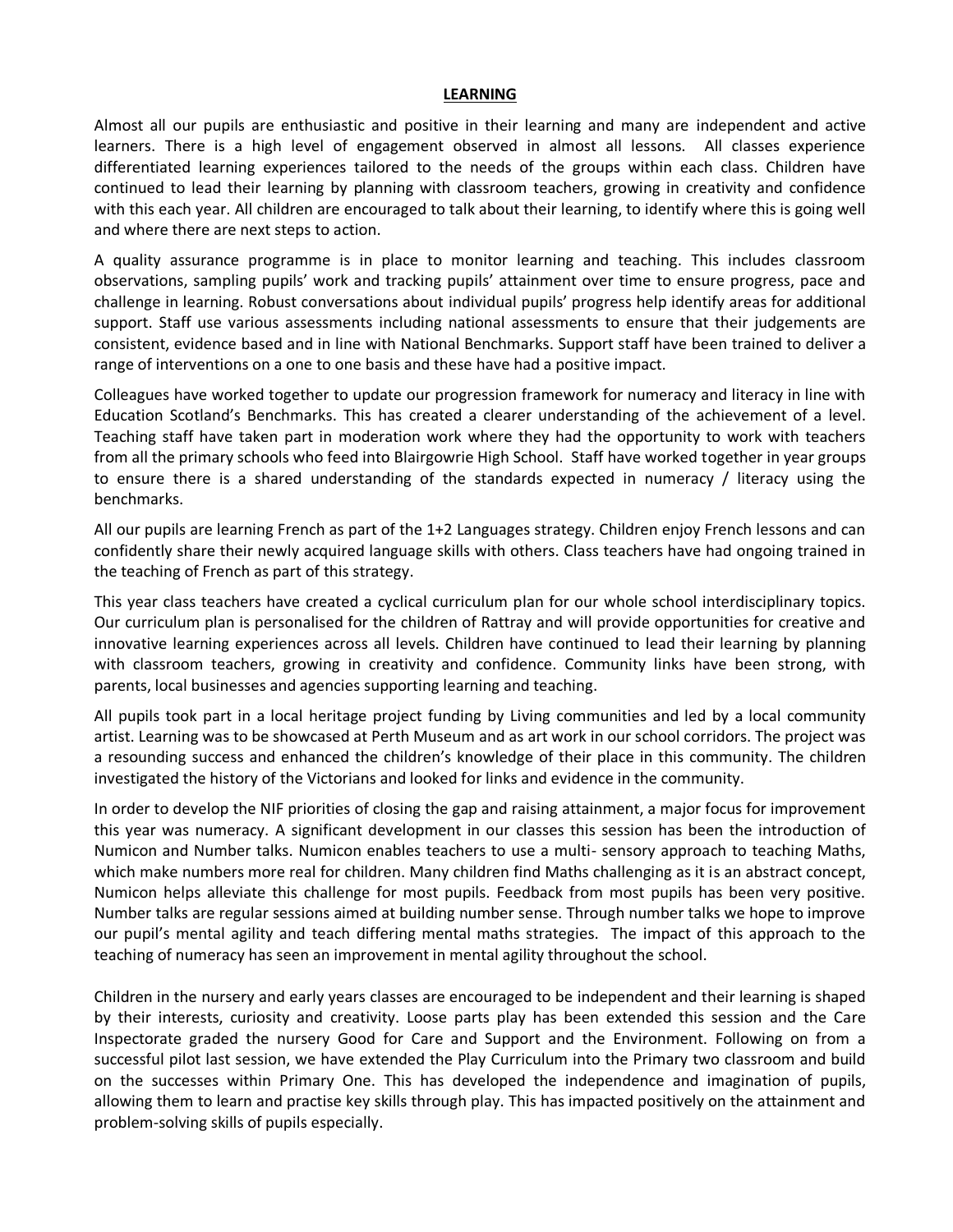## LEARNING

Almost all our pupils are enthusiastic and positive in their learning and many are independent and active learners. There is a high level of engagement observed in almost all lessons. All classes experience differentiated learning experiences tailored to the needs of the groups within each class. Children have continued to lead their learning by planning with classroom teachers, growing in creativity and confidence with this each year. All children are encouraged to talk about their learning, to identify where this is going well and where there are next steps to action.

A quality assurance programme is in place to monitor learning and teaching. This includes classroom observations, sampling pupils' work and tracking pupils' attainment over time to ensure progress, pace and challenge in learning. Robust conversations about individual pupils' progress help identify areas for additional support. Staff use various assessments including national assessments to ensure that their judgements are consistent, evidence based and in line with National Benchmarks. Support staff have been trained to deliver a range of interventions on a one to one basis and these have had a positive impact.

Colleagues have worked together to update our progression framework for numeracy and literacy in line with Education Scotland's Benchmarks. This has created a clearer understanding of the achievement of a level. Teaching staff have taken part in moderation work where they had the opportunity to work with teachers from all the primary schools who feed into Blairgowrie High School. Staff have worked together in year groups to ensure there is a shared understanding of the standards expected in numeracy / literacy using the benchmarks.

All our pupils are learning French as part of the 1+2 Languages strategy. Children enjoy French lessons and can confidently share their newly acquired language skills with others. Class teachers have had ongoing trained in the teaching of French as part of this strategy.

This year class teachers have created a cyclical curriculum plan for our whole school interdisciplinary topics. Our curriculum plan is personalised for the children of Rattray and will provide opportunities for creative and innovative learning experiences across all levels. Children have continued to lead their learning by planning with classroom teachers, growing in creativity and confidence. Community links have been strong, with parents, local businesses and agencies supporting learning and teaching.

All pupils took part in a local heritage project funding by Living communities and led by a local community artist. Learning was to be showcased at Perth Museum and as art work in our school corridors. The project was a resounding success and enhanced the children's knowledge of their place in this community. The children investigated the history of the Victorians and looked for links and evidence in the community.

In order to develop the NIF priorities of closing the gap and raising attainment, a major focus for improvement this year was numeracy. A significant development in our classes this session has been the introduction of Numicon and Number talks. Numicon enables teachers to use a multi- sensory approach to teaching Maths, which make numbers more real for children. Many children find Maths challenging as it is an abstract concept, Numicon helps alleviate this challenge for most pupils. Feedback from most pupils has been very positive. Number talks are regular sessions aimed at building number sense. Through number talks we hope to improve our pupil's mental agility and teach differing mental maths strategies. The impact of this approach to the teaching of numeracy has seen an improvement in mental agility throughout the school.

Children in the nursery and early years classes are encouraged to be independent and their learning is shaped by their interests, curiosity and creativity. Loose parts play has been extended this session and the Care Inspectorate graded the nursery Good for Care and Support and the Environment. Following on from a successful pilot last session, we have extended the Play Curriculum into the Primary two classroom and build on the successes within Primary One. This has developed the independence and imagination of pupils, allowing them to learn and practise key skills through play. This has impacted positively on the attainment and problem-solving skills of pupils especially.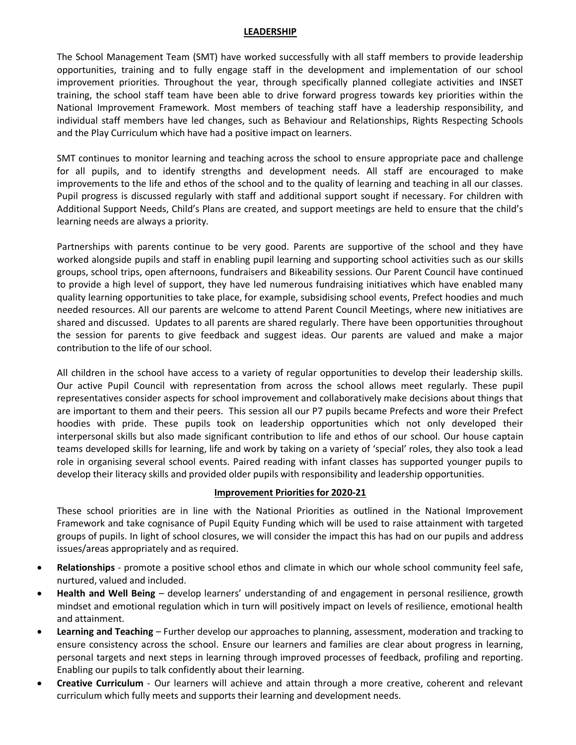## LEADERSHIP

The School Management Team (SMT) have worked successfully with all staff members to provide leadership opportunities, training and to fully engage staff in the development and implementation of our school improvement priorities. Throughout the year, through specifically planned collegiate activities and INSET training, the school staff team have been able to drive forward progress towards key priorities within the National Improvement Framework. Most members of teaching staff have a leadership responsibility, and individual staff members have led changes, such as Behaviour and Relationships, Rights Respecting Schools and the Play Curriculum which have had a positive impact on learners.

SMT continues to monitor learning and teaching across the school to ensure appropriate pace and challenge for all pupils, and to identify strengths and development needs. All staff are encouraged to make improvements to the life and ethos of the school and to the quality of learning and teaching in all our classes. Pupil progress is discussed regularly with staff and additional support sought if necessary. For children with Additional Support Needs, Child's Plans are created, and support meetings are held to ensure that the child's learning needs are always a priority.

Partnerships with parents continue to be very good. Parents are supportive of the school and they have worked alongside pupils and staff in enabling pupil learning and supporting school activities such as our skills groups, school trips, open afternoons, fundraisers and Bikeability sessions. Our Parent Council have continued to provide a high level of support, they have led numerous fundraising initiatives which have enabled many quality learning opportunities to take place, for example, subsidising school events, Prefect hoodies and much needed resources. All our parents are welcome to attend Parent Council Meetings, where new initiatives are shared and discussed. Updates to all parents are shared regularly. There have been opportunities throughout the session for parents to give feedback and suggest ideas. Our parents are valued and make a major contribution to the life of our school.

All children in the school have access to a variety of regular opportunities to develop their leadership skills. Our active Pupil Council with representation from across the school allows meet regularly. These pupil representatives consider aspects for school improvement and collaboratively make decisions about things that are important to them and their peers. This session all our P7 pupils became Prefects and wore their Prefect hoodies with pride. These pupils took on leadership opportunities which not only developed their interpersonal skills but also made significant contribution to life and ethos of our school. Our house captain teams developed skills for learning, life and work by taking on a variety of 'special' roles, they also took a lead role in organising several school events. Paired reading with infant classes has supported younger pupils to develop their literacy skills and provided older pupils with responsibility and leadership opportunities.

### Improvement Priorities for 2020-21

These school priorities are in line with the National Priorities as outlined in the National Improvement Framework and take cognisance of Pupil Equity Funding which will be used to raise attainment with targeted groups of pupils. In light of school closures, we will consider the impact this has had on our pupils and address issues/areas appropriately and as required.

- **Relationships** - promote a positive school ethos and climate in which our whole school community feel safe, nurtured, valued and included.
- **Health and Well Being** – develop learners' understanding of and engagement in personal resilience, growth mindset and emotional regulation which in turn will positively impact on levels of resilience, emotional health and attainment.
- **Learning and Teaching** – Further develop our approaches to planning, assessment, moderation and tracking to ensure consistency across the school. Ensure our learners and families are clear about progress in learning, personal targets and next steps in learning through improved processes of feedback, profiling and reporting. Enabling our pupils to talk confidently about their learning.
- **Creative Curriculum** - Our learners will achieve and attain through a more creative, coherent and relevant curriculum which fully meets and supports their learning and development needs.